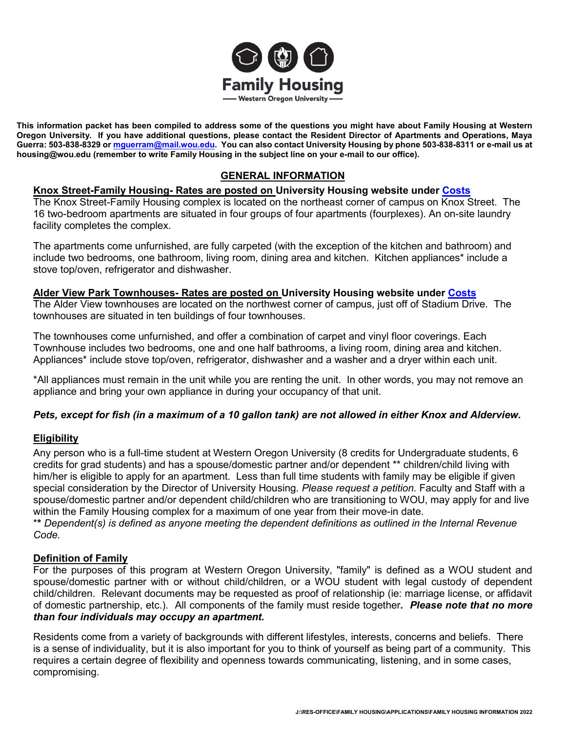# Family Housing

Western Oregon University

**This information packet has been compiled to address some of the questions you might have about Family Housing at Western Oregon University. If you have additional questions, please contact the Resident Director of Apartments and Operations, Maya Guerra: 503-838-8329 or mguerram@mail.wou.edu. You can also contact University Housing by phone 503-838-8311 or e-mail us at housing@wou.edu (remember to write Family Housing in the subject line on your e-mail to our office).**

## GENERAL INFORMATION

### Knox Street-Family Housing- Rates are posted on University Housing website under Costs

The Knox Street-Family Housing complex is located on the northeast corner of campus on Knox Street. The 16 two-bedroom apartments are situated in four groups of four apartments (fourplexes). An on-site laundry facility completes the complex.

The apartments come unfurnished, are fully carpeted (with the exception of the kitchen and bathroom) and include two bedrooms, one bathroom, living room, dining area and kitchen. Kitchen appliances* include a stove top/oven, refrigerator and dishwasher.

### Alder View Park Townhouses- Rates are posted on University Housing website under Costs

The Alder View townhouses are located on the northwest corner of campus, just off of Stadium Drive. The townhouses are situated in ten buildings of four townhouses.

The townhouses come unfurnished, and offer a combination of carpet and vinyl floor coverings. Each Townhouse includes two bedrooms, one and one half bathrooms, a living room, dining area and kitchen. Appliances* include stove top/oven, refrigerator, dishwasher and a washer and a dryer within each unit.

*All appliances must remain in the unit while you are renting the unit. In other words, you may not remove an appliance and bring your own appliance in during your occupancy of that unit.

***Pets, except for fish (in a maximum of a 10 gallon tank) are not allowed in either Knox and Alderview.***

### Eligibility

Any person who is a full-time student at Western Oregon University (8 credits for Undergraduate students, 6 credits for grad students) and has a spouse/domestic partner and/or dependent ** children/child living with him/her is eligible to apply for an apartment. Less than full time students with family may be eligible if given special consideration by the Director of University Housing. *Please request a petition*. Faculty and Staff with a spouse/domestic partner and/or dependent child/children who are transitioning to WOU, may apply for and live within the Family Housing complex for a maximum of one year from their move-in date.

*** Dependent(s) is defined as anyone meeting the dependent definitions as outlined in the Internal Revenue Code.*

### Definition of Family

For the purposes of this program at Western Oregon University, "family" is defined as a WOU student and spouse/domestic partner with or without child/children, or a WOU student with legal custody of dependent child/children. Relevant documents may be requested as proof of relationship (ie: marriage license, or affidavit of domestic partnership, etc.). All components of the family must reside together*.* ***Please note that no more than four individuals may occupy an apartment.***

Residents come from a variety of backgrounds with different lifestyles, interests, concerns and beliefs. There is a sense of individuality, but it is also important for you to think of yourself as being part of a community. This requires a certain degree of flexibility and openness towards communicating, listening, and in some cases, compromising.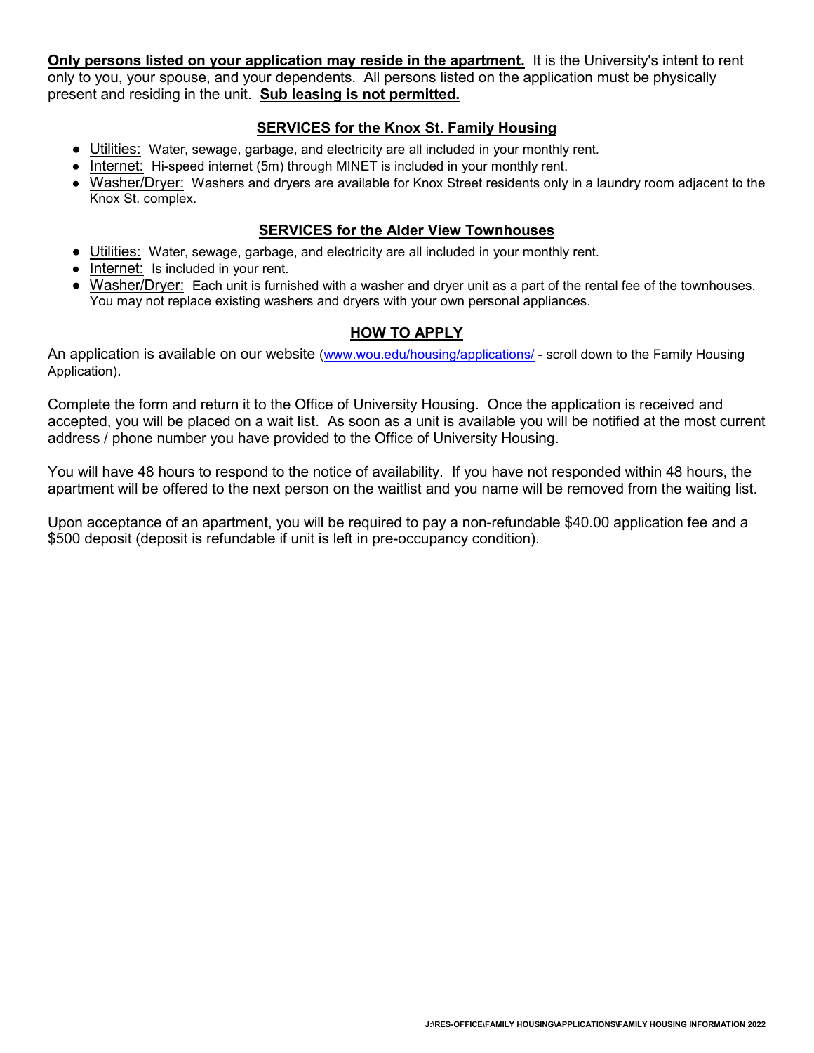**Only persons listed on your application may reside in the apartment.** It is the University's intent to rent only to you, your spouse, and your dependents. All persons listed on the application must be physically present and residing in the unit. **Sub leasing is not permitted.**

## SERVICES for the Knox St. Family Housing

- Utilities: Water, sewage, garbage, and electricity are all included in your monthly rent.
- Internet: Hi-speed internet (5m) through MINET is included in your monthly rent.
- Washer/Dryer: Washers and dryers are available for Knox Street residents only in a laundry room adjacent to the Knox St. complex.

## SERVICES for the Alder View Townhouses

- Utilities: Water, sewage, garbage, and electricity are all included in your monthly rent.
- Internet: Is included in your rent.
- Washer/Dryer: Each unit is furnished with a washer and dryer unit as a part of the rental fee of the townhouses. You may not replace existing washers and dryers with your own personal appliances.

## HOW TO APPLY

An application is available on our website (www.wou.edu/housing/applications/ - scroll down to the Family Housing Application).

Complete the form and return it to the Office of University Housing. Once the application is received and accepted, you will be placed on a wait list. As soon as a unit is available you will be notified at the most current address / phone number you have provided to the Office of University Housing.

You will have 48 hours to respond to the notice of availability. If you have not responded within 48 hours, the apartment will be offered to the next person on the waitlist and you name will be removed from the waiting list.

Upon acceptance of an apartment, you will be required to pay a non-refundable $40.00 application fee and a $500 deposit (deposit is refundable if unit is left in pre-occupancy condition).